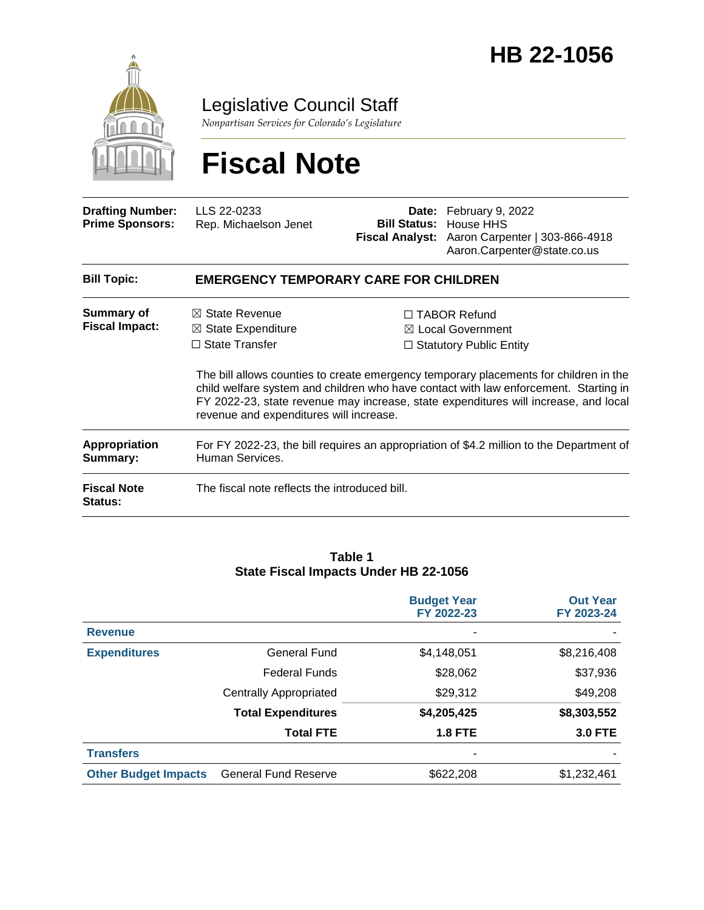# HB 22-1056

## Legislative Council Staff

*Nonpartisan Services for Colorado's Legislature*

# Fiscal Note

| | | | |
|---|---|---|---|
| **Drafting Number:** | LLS 22-0233 | **Date:** | February 9, 2022 |
| **Prime Sponsors:** | Rep. Michaelson Jenet | **Bill Status:** | House HHS |
| | | **Fiscal Analyst:** | Aaron Carpenter \| 303-866-4918 Aaron.Carpenter@state.co.us |

| | |
|---|---|
| **Bill Topic:** | **EMERGENCY TEMPORARY CARE FOR CHILDREN** |
| **Summary of Fiscal Impact:** | ☒ State Revenue ☒ State Expenditure ☐ State Transfer ☐ TABOR Refund ☒ Local Government ☐ Statutory Public Entity<br><br>The bill allows counties to create emergency temporary placements for children in the child welfare system and children who have contact with law enforcement. Starting in FY 2022-23, state revenue may increase, state expenditures will increase, and local revenue and expenditures will increase. |
| **Appropriation Summary:** | For FY 2022-23, the bill requires an appropriation of $4.2 million to the Department of Human Services. |
| **Fiscal Note Status:** | The fiscal note reflects the introduced bill. |

**Table 1**
**State Fiscal Impacts Under HB 22-1056**

| | | Budget Year FY 2022-23 | Out Year FY 2023-24 |
|---|---|---|---|
| **Revenue** | | - | - |
| **Expenditures** | General Fund | $4,148,051 | $8,216,408 |
| | Federal Funds | $28,062 | $37,936 |
| | Centrally Appropriated | $29,312 | $49,208 |
| | **Total Expenditures** | **$4,205,425** | **$8,303,552** |
| | **Total FTE** | **1.8 FTE** | **3.0 FTE** |
| **Transfers** | | - | - |
| **Other Budget Impacts** | General Fund Reserve | $622,208 | $1,232,461 |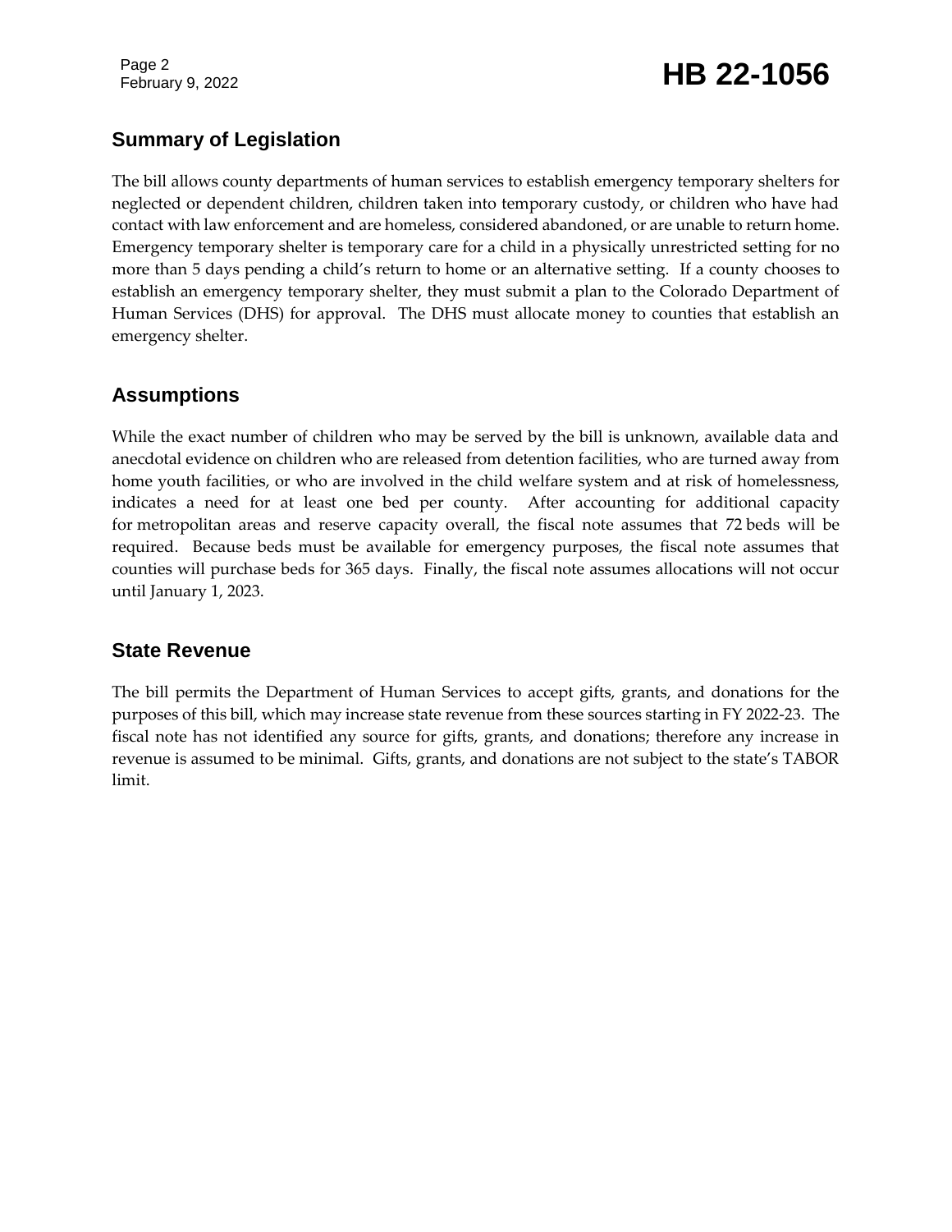## Summary of Legislation

The bill allows county departments of human services to establish emergency temporary shelters for neglected or dependent children, children taken into temporary custody, or children who have had contact with law enforcement and are homeless, considered abandoned, or are unable to return home. Emergency temporary shelter is temporary care for a child in a physically unrestricted setting for no more than 5 days pending a child's return to home or an alternative setting. If a county chooses to establish an emergency temporary shelter, they must submit a plan to the Colorado Department of Human Services (DHS) for approval. The DHS must allocate money to counties that establish an emergency shelter.

## Assumptions

While the exact number of children who may be served by the bill is unknown, available data and anecdotal evidence on children who are released from detention facilities, who are turned away from home youth facilities, or who are involved in the child welfare system and at risk of homelessness, indicates a need for at least one bed per county. After accounting for additional capacity for metropolitan areas and reserve capacity overall, the fiscal note assumes that 72 beds will be required. Because beds must be available for emergency purposes, the fiscal note assumes that counties will purchase beds for 365 days. Finally, the fiscal note assumes allocations will not occur until January 1, 2023.

## State Revenue

The bill permits the Department of Human Services to accept gifts, grants, and donations for the purposes of this bill, which may increase state revenue from these sources starting in FY 2022-23. The fiscal note has not identified any source for gifts, grants, and donations; therefore any increase in revenue is assumed to be minimal. Gifts, grants, and donations are not subject to the state's TABOR limit.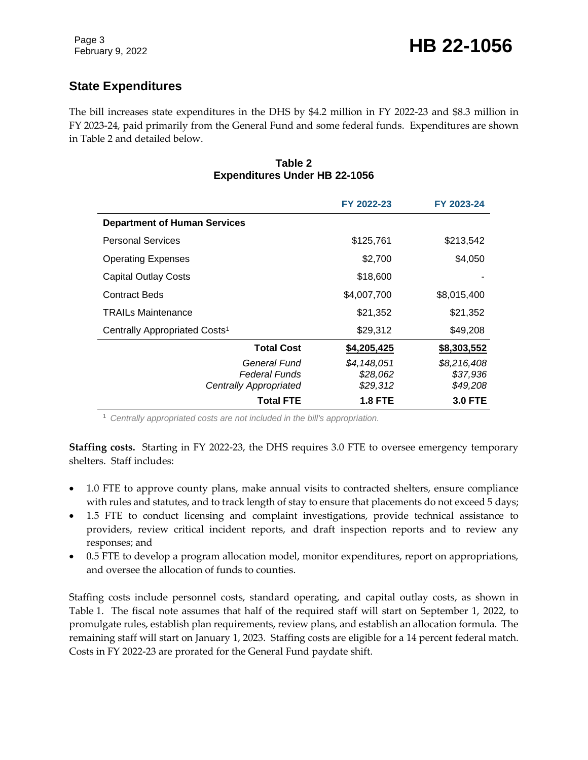## State Expenditures

The bill increases state expenditures in the DHS by $4.2 million in FY 2022-23 and $8.3 million in FY 2023-24, paid primarily from the General Fund and some federal funds. Expenditures are shown in Table 2 and detailed below.

**Table 2**
**Expenditures Under HB 22-1056**

| | FY 2022-23 | FY 2023-24 |
|---|---|---|
| **Department of Human Services** | | |
| Personal Services | $125,761 | $213,542 |
| Operating Expenses | $2,700 | $4,050 |
| Capital Outlay Costs | $18,600 | - |
| Contract Beds | $4,007,700 | $8,015,400 |
| TRAILs Maintenance | $21,352 | $21,352 |
| Centrally Appropriated Costs[1] | $29,312 | $49,208 |
| **Total Cost** | **$4,205,425** | **$8,303,552** |
| *General Fund* | *$4,148,051* | *$8,216,408* |
| *Federal Funds* | *$28,062* | *$37,936* |
| *Centrally Appropriated* | *$29,312* | *$49,208* |
| **Total FTE** | **1.8 FTE** | **3.0 FTE** |

[1] *Centrally appropriated costs are not included in the bill's appropriation.*

**Staffing costs.** Starting in FY 2022-23, the DHS requires 3.0 FTE to oversee emergency temporary shelters. Staff includes:

- 1.0 FTE to approve county plans, make annual visits to contracted shelters, ensure compliance with rules and statutes, and to track length of stay to ensure that placements do not exceed 5 days;
- 1.5 FTE to conduct licensing and complaint investigations, provide technical assistance to providers, review critical incident reports, and draft inspection reports and to review any responses; and
- 0.5 FTE to develop a program allocation model, monitor expenditures, report on appropriations, and oversee the allocation of funds to counties.

Staffing costs include personnel costs, standard operating, and capital outlay costs, as shown in Table 1. The fiscal note assumes that half of the required staff will start on September 1, 2022, to promulgate rules, establish plan requirements, review plans, and establish an allocation formula. The remaining staff will start on January 1, 2023. Staffing costs are eligible for a 14 percent federal match. Costs in FY 2022-23 are prorated for the General Fund paydate shift.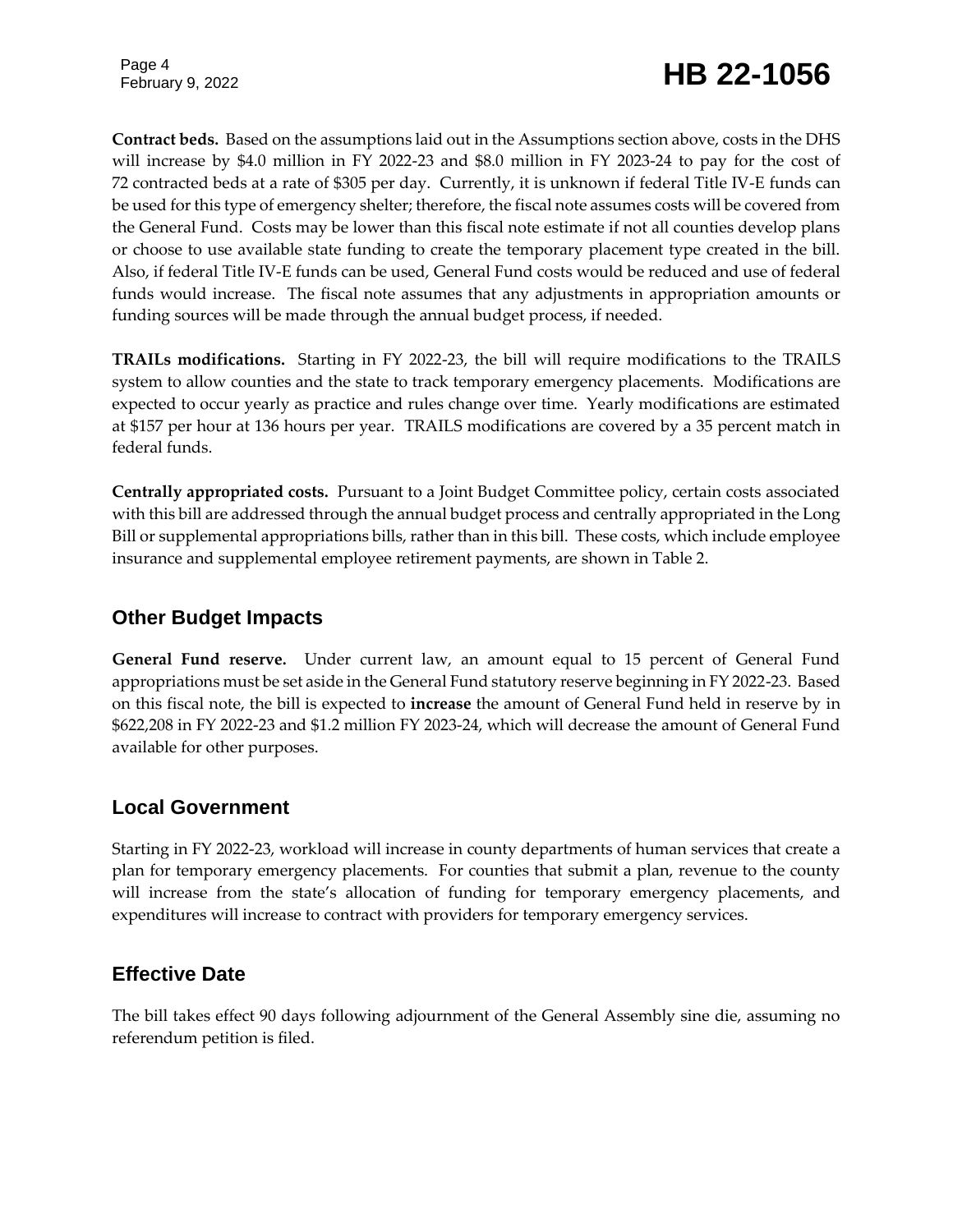**Contract beds.** Based on the assumptions laid out in the Assumptions section above, costs in the DHS will increase by $4.0 million in FY 2022-23 and $8.0 million in FY 2023-24 to pay for the cost of 72 contracted beds at a rate of $305 per day. Currently, it is unknown if federal Title IV-E funds can be used for this type of emergency shelter; therefore, the fiscal note assumes costs will be covered from the General Fund. Costs may be lower than this fiscal note estimate if not all counties develop plans or choose to use available state funding to create the temporary placement type created in the bill. Also, if federal Title IV-E funds can be used, General Fund costs would be reduced and use of federal funds would increase. The fiscal note assumes that any adjustments in appropriation amounts or funding sources will be made through the annual budget process, if needed.

**TRAILs modifications.** Starting in FY 2022-23, the bill will require modifications to the TRAILS system to allow counties and the state to track temporary emergency placements. Modifications are expected to occur yearly as practice and rules change over time. Yearly modifications are estimated at $157 per hour at 136 hours per year. TRAILS modifications are covered by a 35 percent match in federal funds.

**Centrally appropriated costs.** Pursuant to a Joint Budget Committee policy, certain costs associated with this bill are addressed through the annual budget process and centrally appropriated in the Long Bill or supplemental appropriations bills, rather than in this bill. These costs, which include employee insurance and supplemental employee retirement payments, are shown in Table 2.

## Other Budget Impacts

**General Fund reserve.** Under current law, an amount equal to 15 percent of General Fund appropriations must be set aside in the General Fund statutory reserve beginning in FY 2022-23. Based on this fiscal note, the bill is expected to **increase** the amount of General Fund held in reserve by in $622,208 in FY 2022-23 and $1.2 million FY 2023-24, which will decrease the amount of General Fund available for other purposes.

## Local Government

Starting in FY 2022-23, workload will increase in county departments of human services that create a plan for temporary emergency placements. For counties that submit a plan, revenue to the county will increase from the state's allocation of funding for temporary emergency placements, and expenditures will increase to contract with providers for temporary emergency services.

## Effective Date

The bill takes effect 90 days following adjournment of the General Assembly sine die, assuming no referendum petition is filed.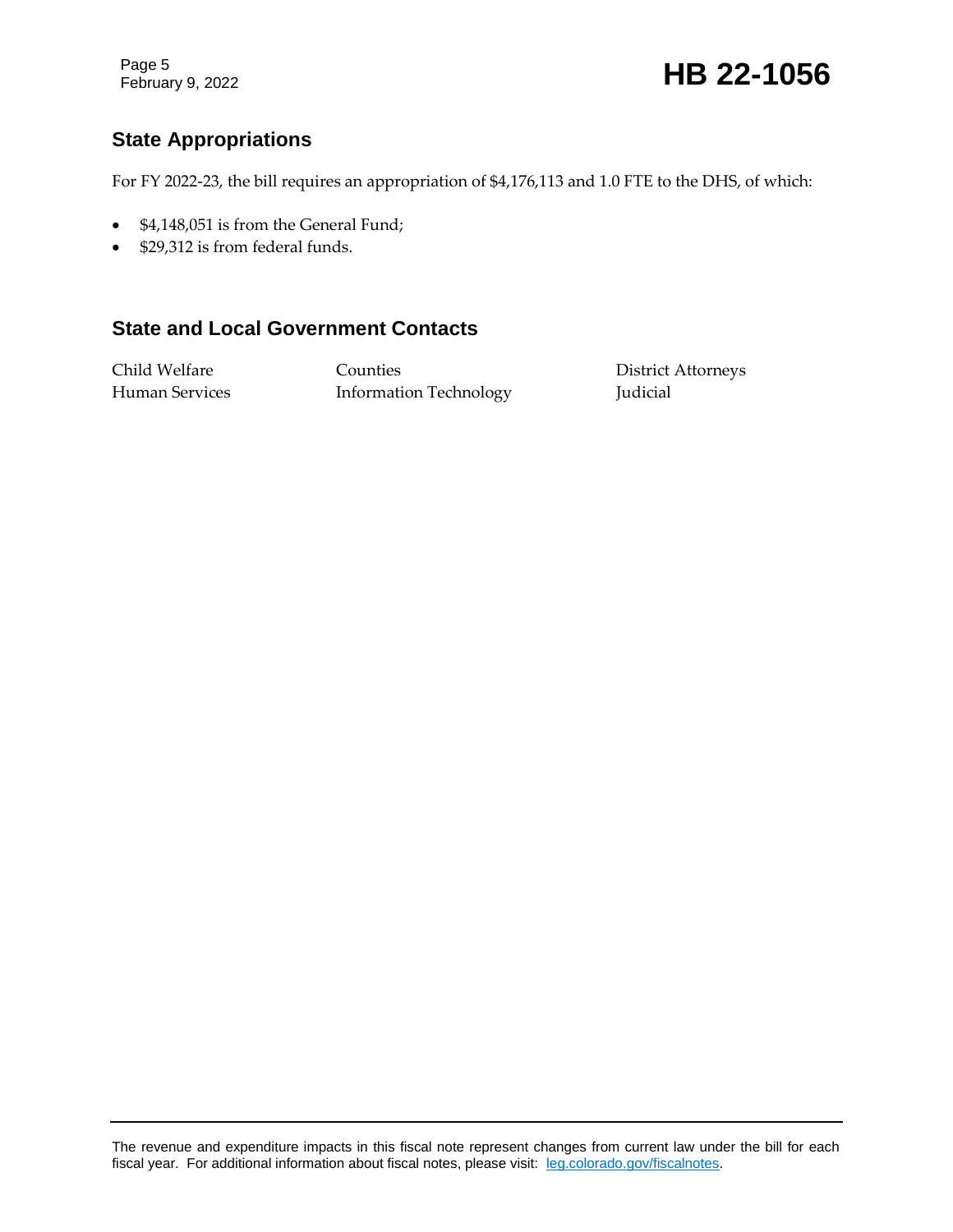## State Appropriations

For FY 2022-23, the bill requires an appropriation of $4,176,113 and 1.0 FTE to the DHS, of which:

- $4,148,051 is from the General Fund;
- $29,312 is from federal funds.

## State and Local Government Contacts

| | | |
|---|---|---|
| Child Welfare | Counties | District Attorneys |
| Human Services | Information Technology | Judicial |

The revenue and expenditure impacts in this fiscal note represent changes from current law under the bill for each fiscal year. For additional information about fiscal notes, please visit: leg.colorado.gov/fiscalnotes.